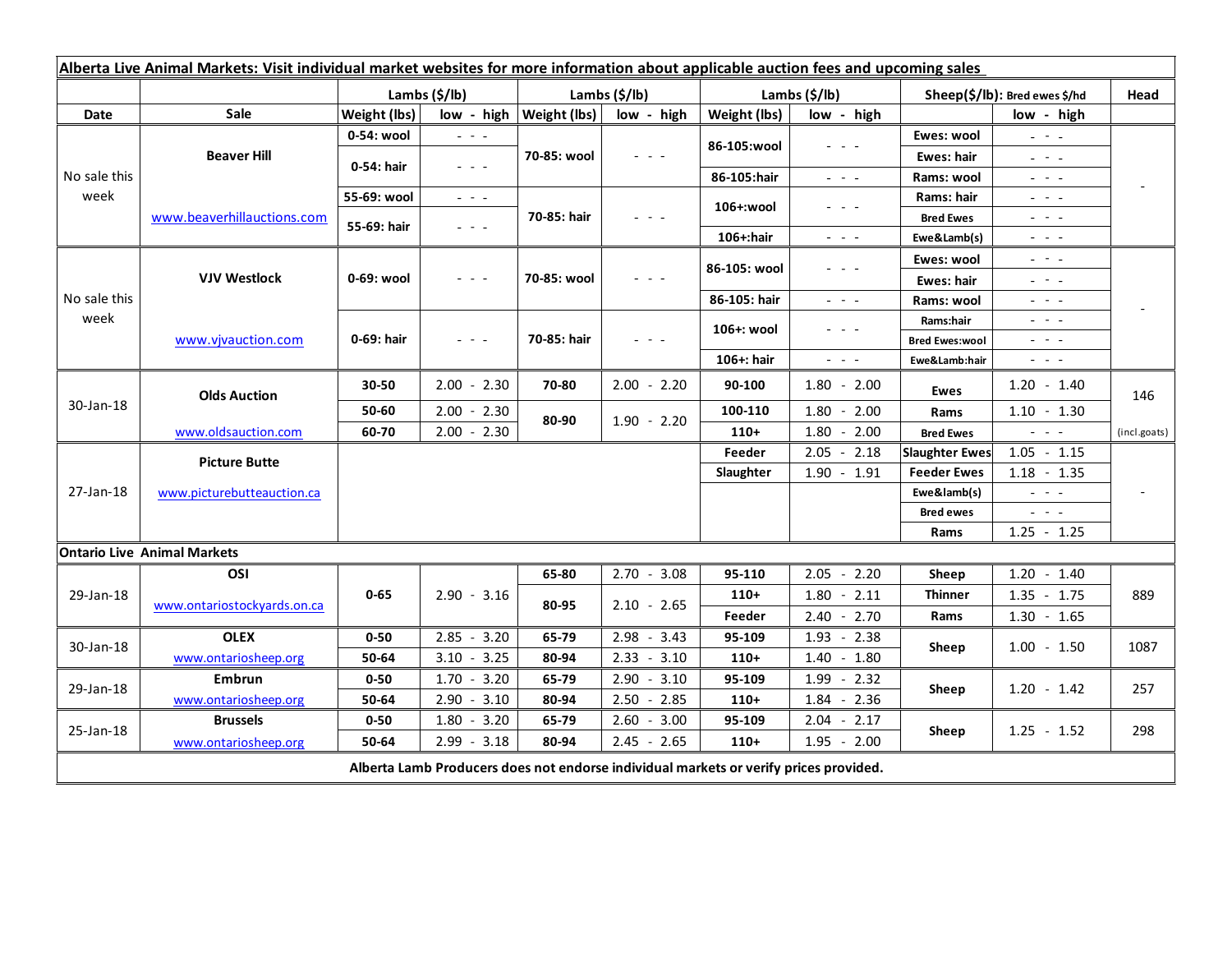| **Alberta Live Animal Markets: Visit individual market websites for more information about applicable auction fees and upcoming sales** | | | | | | | | | | |
|---|---|---|---|---|---|---|---|---|---|---|
| | | Lambs ($/lb) | | Lambs ($/lb) | | Lambs ($/lb) | | Sheep($/lb): Bred ewes $/hd | | Head |
| **Date** | **Sale** | **Weight (lbs)** | **low - high** | **Weight (lbs)** | **low - high** | **Weight (lbs)** | **low - high** | | **low - high** | |
| No sale this week | **Beaver Hill** | **0-54: wool** | - - - | **70-85: wool** | - - - | **86-105:wool** | - - - | **Ewes: wool** | - - - | - |
| | | **0-54: hair** | - - - | | | | | **Ewes: hair** | - - - | |
| | | | | | | **86-105:hair** | - - - | **Rams: wool** | - - - | |
| | www.beaverhillauctions.com | **55-69: wool** | - - - | **70-85: hair** | - - - | **106+:wool** | - - - | **Rams: hair** | - - - | |
| | | **55-69: hair** | - - - | | | | | **Bred Ewes** | - - - | |
| | | | | | | **106+:hair** | - - - | **Ewe&Lamb(s)** | - - - | |
| No sale this week | **VJV Westlock** | **0-69: wool** | - - - | **70-85: wool** | - - - | **86-105: wool** | - - - | **Ewes: wool** | - - - | - |
| | | | | | | | | **Ewes: hair** | - - - | |
| | | | | | | **86-105: hair** | - - - | **Rams: wool** | - - - | |
| | www.vjvauction.com | **0-69: hair** | - - - | **70-85: hair** | - - - | **106+: wool** | - - - | **Rams:hair** | - - - | |
| | | | | | | | | **Bred Ewes:wool** | - - - | |
| | | | | | | **106+: hair** | - - - | **Ewe&Lamb:hair** | - - - | |
| 30-Jan-18 | **Olds Auction** | **30-50** | 2.00 - 2.30 | **70-80** | 2.00 - 2.20 | **90-100** | 1.80 - 2.00 | **Ewes** | 1.20 - 1.40 | 146 |
| | | **50-60** | 2.00 - 2.30 | **80-90** | 1.90 - 2.20 | **100-110** | 1.80 - 2.00 | **Rams** | 1.10 - 1.30 | |
| | www.oldsauction.com | **60-70** | 2.00 - 2.30 | | | **110+** | 1.80 - 2.00 | **Bred Ewes** | - - - | (incl.goats) |
| 27-Jan-18 | **Picture Butte** | | | | | **Feeder** | 2.05 - 2.18 | **Slaughter Ewes** | 1.05 - 1.15 | - |
| | www.picturebutteauction.ca | | | | | **Slaughter** | 1.90 - 1.91 | **Feeder Ewes** | 1.18 - 1.35 | |
| | | | | | | | | **Ewe&lamb(s)** | - - - | |
| | | | | | | | | **Bred ewes** | - - - | |
| | | | | | | | | **Rams** | 1.25 - 1.25 | |
| **Ontario Live Animal Markets** | | | | | | | | | | |
| 29-Jan-18 | **OSI** | **0-65** | 2.90 - 3.16 | **65-80** | 2.70 - 3.08 | **95-110** | 2.05 - 2.20 | **Sheep** | 1.20 - 1.40 | 889 |
| | www.ontariostockyards.on.ca | | | **80-95** | 2.10 - 2.65 | **110+** | 1.80 - 2.11 | **Thinner** | 1.35 - 1.75 | |
| | | | | | | **Feeder** | 2.40 - 2.70 | **Rams** | 1.30 - 1.65 | |
| 30-Jan-18 | **OLEX** | **0-50** | 2.85 - 3.20 | **65-79** | 2.98 - 3.43 | **95-109** | 1.93 - 2.38 | **Sheep** | 1.00 - 1.50 | 1087 |
| | www.ontariosheep.org | **50-64** | 3.10 - 3.25 | **80-94** | 2.33 - 3.10 | **110+** | 1.40 - 1.80 | | | |
| 29-Jan-18 | **Embrun** | **0-50** | 1.70 - 3.20 | **65-79** | 2.90 - 3.10 | **95-109** | 1.99 - 2.32 | **Sheep** | 1.20 - 1.42 | 257 |
| | www.ontariosheep.org | **50-64** | 2.90 - 3.10 | **80-94** | 2.50 - 2.85 | **110+** | 1.84 - 2.36 | | | |
| 25-Jan-18 | **Brussels** | **0-50** | 1.80 - 3.20 | **65-79** | 2.60 - 3.00 | **95-109** | 2.04 - 2.17 | **Sheep** | 1.25 - 1.52 | 298 |
| | www.ontariosheep.org | **50-64** | 2.99 - 3.18 | **80-94** | 2.45 - 2.65 | **110+** | 1.95 - 2.00 | | | |

**Alberta Lamb Producers does not endorse individual markets or verify prices provided.**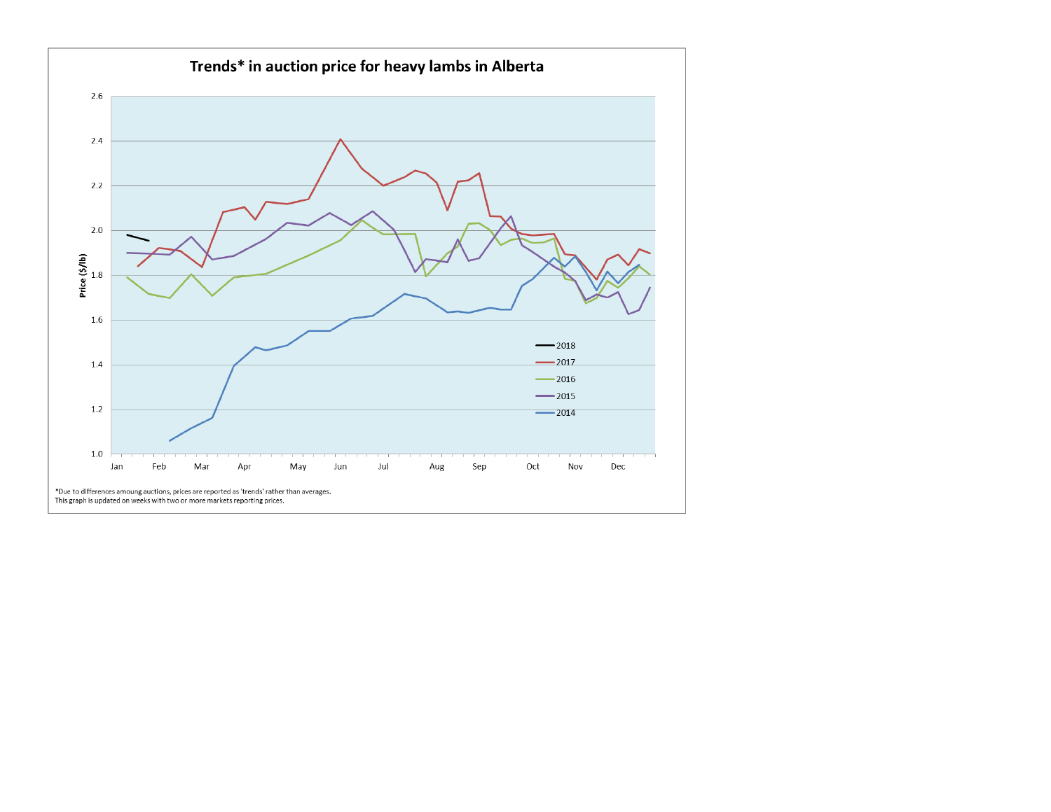# Trends* in auction price for heavy lambs in Alberta

Price ($/lb)

2.6
2.4
2.2
2.0
1.8
1.6
1.4
1.2
1.0

Jan Feb Mar Apr May Jun Jul Aug Sep Oct Nov Dec

2018
2017
2016
2015
2014

*Due to differences amoung auctions, prices are reported as 'trends' rather than averages.
This graph is updated on weeks with two or more markets reporting prices.